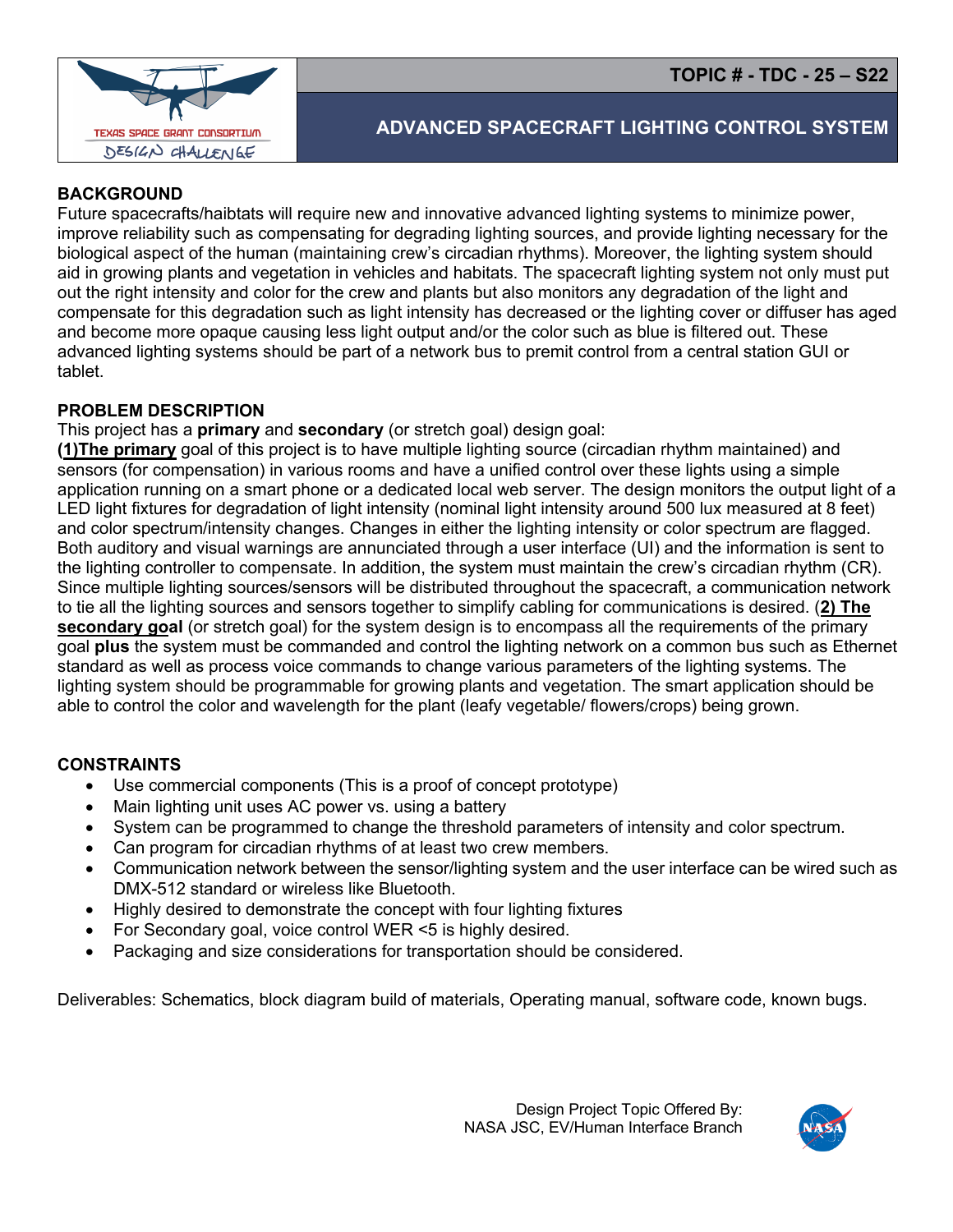TOPIC # - TDC - 25 – S22

# ADVANCED SPACECRAFT LIGHTING CONTROL SYSTEM

## BACKGROUND

Future spacecrafts/haibtats will require new and innovative advanced lighting systems to minimize power, improve reliability such as compensating for degrading lighting sources, and provide lighting necessary for the biological aspect of the human (maintaining crew's circadian rhythms). Moreover, the lighting system should aid in growing plants and vegetation in vehicles and habitats. The spacecraft lighting system not only must put out the right intensity and color for the crew and plants but also monitors any degradation of the light and compensate for this degradation such as light intensity has decreased or the lighting cover or diffuser has aged and become more opaque causing less light output and/or the color such as blue is filtered out. These advanced lighting systems should be part of a network bus to premit control from a central station GUI or tablet.

## PROBLEM DESCRIPTION

This project has a **primary** and **secondary** (or stretch goal) design goal:

**(1)The primary** goal of this project is to have multiple lighting source (circadian rhythm maintained) and sensors (for compensation) in various rooms and have a unified control over these lights using a simple application running on a smart phone or a dedicated local web server. The design monitors the output light of a LED light fixtures for degradation of light intensity (nominal light intensity around 500 lux measured at 8 feet) and color spectrum/intensity changes. Changes in either the lighting intensity or color spectrum are flagged. Both auditory and visual warnings are annunciated through a user interface (UI) and the information is sent to the lighting controller to compensate. In addition, the system must maintain the crew's circadian rhythm (CR). Since multiple lighting sources/sensors will be distributed throughout the spacecraft, a communication network to tie all the lighting sources and sensors together to simplify cabling for communications is desired. (**2) The secondary goal** (or stretch goal) for the system design is to encompass all the requirements of the primary goal **plus** the system must be commanded and control the lighting network on a common bus such as Ethernet standard as well as process voice commands to change various parameters of the lighting systems. The lighting system should be programmable for growing plants and vegetation. The smart application should be able to control the color and wavelength for the plant (leafy vegetable/ flowers/crops) being grown.

## CONSTRAINTS

- Use commercial components (This is a proof of concept prototype)
- Main lighting unit uses AC power vs. using a battery
- System can be programmed to change the threshold parameters of intensity and color spectrum.
- Can program for circadian rhythms of at least two crew members.
- Communication network between the sensor/lighting system and the user interface can be wired such as DMX-512 standard or wireless like Bluetooth.
- Highly desired to demonstrate the concept with four lighting fixtures
- For Secondary goal, voice control WER <5 is highly desired.
- Packaging and size considerations for transportation should be considered.

Deliverables: Schematics, block diagram build of materials, Operating manual, software code, known bugs.

Design Project Topic Offered By:
NASA JSC, EV/Human Interface Branch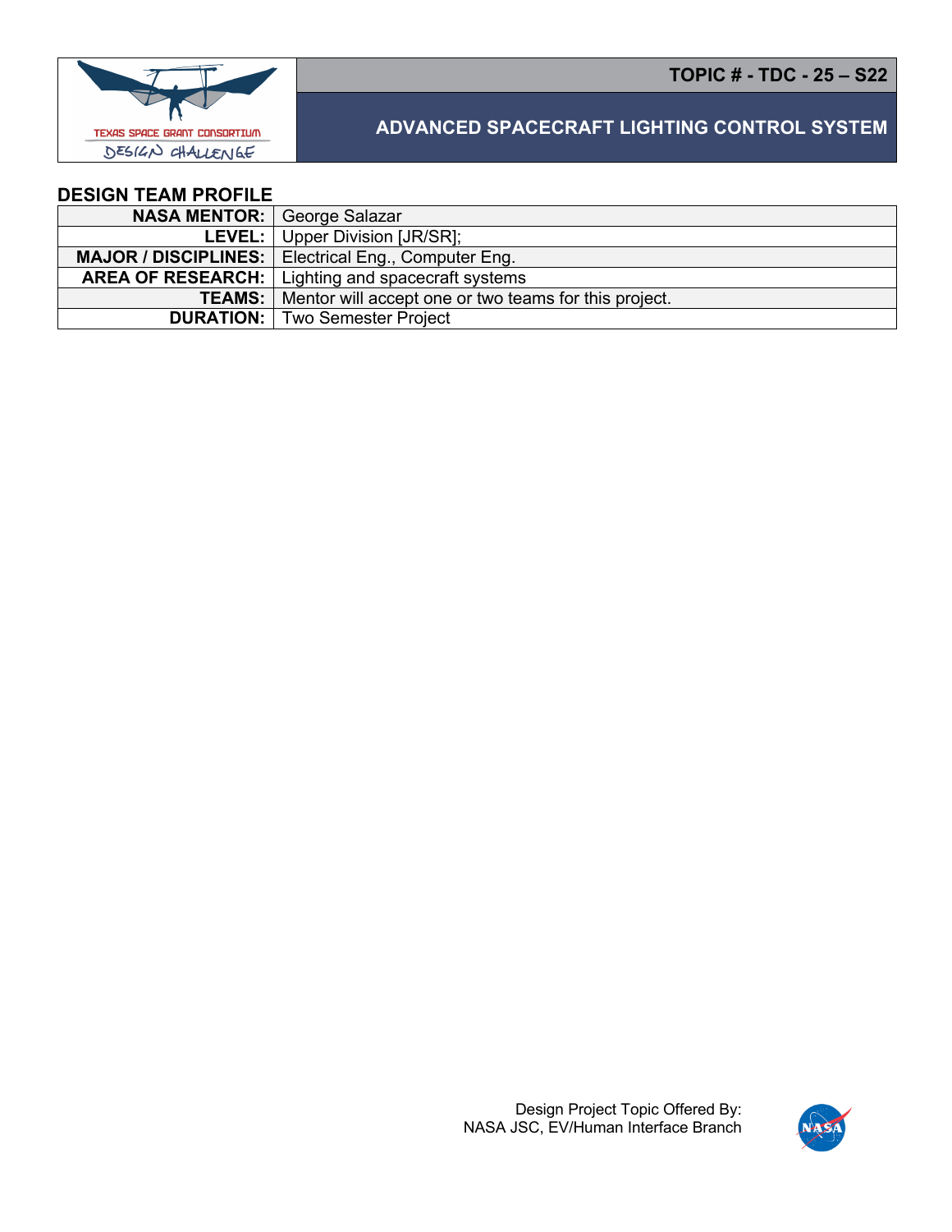TOPIC # - TDC - 25 – S22

## ADVANCED SPACECRAFT LIGHTING CONTROL SYSTEM

### DESIGN TEAM PROFILE

| | |
|---|---|
| **NASA MENTOR:** | George Salazar |
| **LEVEL:** | Upper Division [JR/SR]; |
| **MAJOR / DISCIPLINES:** | Electrical Eng., Computer Eng. |
| **AREA OF RESEARCH:** | Lighting and spacecraft systems |
| **TEAMS:** | Mentor will accept one or two teams for this project. |
| **DURATION:** | Two Semester Project |

Design Project Topic Offered By:
NASA JSC, EV/Human Interface Branch